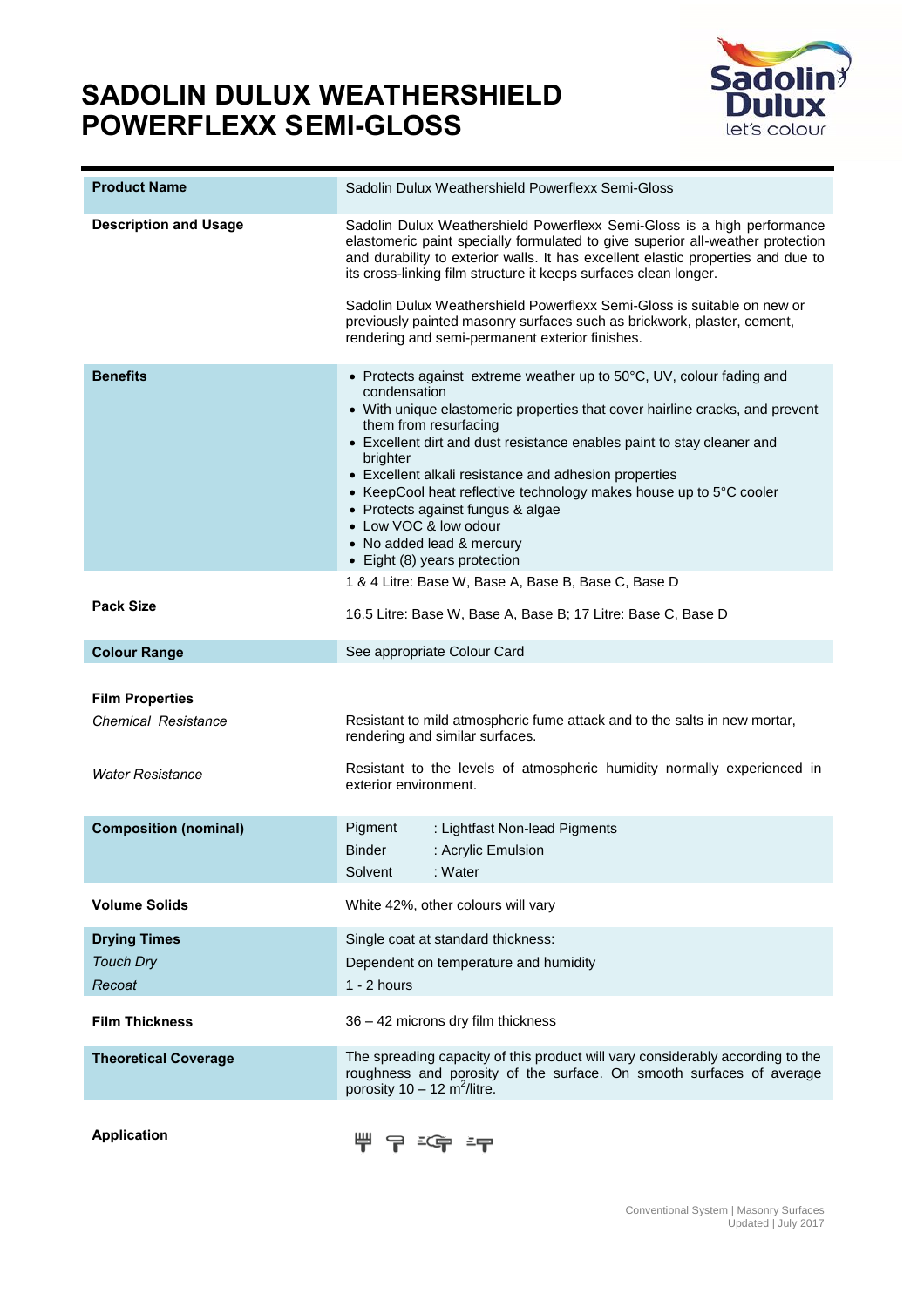# SADOLIN DULUX WEATHERSHIELD POWERFLEXX SEMI-GLOSS

| | |
|---|---|
| **Product Name** | Sadolin Dulux Weathershield Powerflexx Semi-Gloss |
| **Description and Usage** | Sadolin Dulux Weathershield Powerflexx Semi-Gloss is a high performance elastomeric paint specially formulated to give superior all-weather protection and durability to exterior walls. It has excellent elastic properties and due to its cross-linking film structure it keeps surfaces clean longer.<br><br>Sadolin Dulux Weathershield Powerflexx Semi-Gloss is suitable on new or previously painted masonry surfaces such as brickwork, plaster, cement, rendering and semi-permanent exterior finishes. |
| **Benefits** | • Protects against extreme weather up to 50°C, UV, colour fading and condensation<br>• With unique elastomeric properties that cover hairline cracks, and prevent them from resurfacing<br>• Excellent dirt and dust resistance enables paint to stay cleaner and brighter<br>• Excellent alkali resistance and adhesion properties<br>• KeepCool heat reflective technology makes house up to 5°C cooler<br>• Protects against fungus & algae<br>• Low VOC & low odour<br>• No added lead & mercury<br>• Eight (8) years protection |
| **Pack Size** | 1 & 4 Litre: Base W, Base A, Base B, Base C, Base D<br><br>16.5 Litre: Base W, Base A, Base B; 17 Litre: Base C, Base D |
| **Colour Range** | See appropriate Colour Card |
| **Film Properties** | |
| *Chemical Resistance* | Resistant to mild atmospheric fume attack and to the salts in new mortar, rendering and similar surfaces. |
| *Water Resistance* | Resistant to the levels of atmospheric humidity normally experienced in exterior environment. |
| **Composition (nominal)** | Pigment : Lightfast Non-lead Pigments<br>Binder : Acrylic Emulsion<br>Solvent : Water |
| **Volume Solids** | White 42%, other colours will vary |
| **Drying Times** | Single coat at standard thickness: |
| *Touch Dry* | Dependent on temperature and humidity |
| *Recoat* | 1 - 2 hours |
| **Film Thickness** | 36 – 42 microns dry film thickness |
| **Theoretical Coverage** | The spreading capacity of this product will vary considerably according to the roughness and porosity of the surface. On smooth surfaces of average porosity 10 – 12 $m^2$/litre. |
| **Application** | |

Conventional System | Masonry Surfaces
Updated | July 2017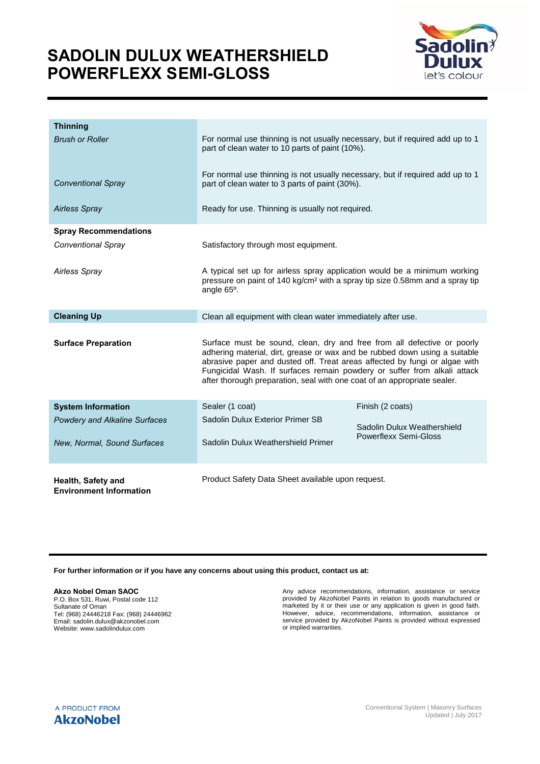# SADOLIN DULUX WEATHERSHIELD POWERFLEXX SEMI-GLOSS

| | |
|---|---|
| **Thinning** | |
| *Brush or Roller* | For normal use thinning is not usually necessary, but if required add up to 1 part of clean water to 10 parts of paint (10%). |
| *Conventional Spray* | For normal use thinning is not usually necessary, but if required add up to 1 part of clean water to 3 parts of paint (30%). |
| *Airless Spray* | Ready for use. Thinning is usually not required. |
| **Spray Recommendations** | |
| *Conventional Spray* | Satisfactory through most equipment. |
| *Airless Spray* | A typical set up for airless spray application would be a minimum working pressure on paint of 140 kg/cm² with a spray tip size 0.58mm and a spray tip angle 65º. |
| **Cleaning Up** | Clean all equipment with clean water immediately after use. |
| **Surface Preparation** | Surface must be sound, clean, dry and free from all defective or poorly adhering material, dirt, grease or wax and be rubbed down using a suitable abrasive paper and dusted off. Treat areas affected by fungi or algae with Fungicidal Wash. If surfaces remain powdery or suffer from alkali attack after thorough preparation, seal with one coat of an appropriate sealer. |

| **System Information** | Sealer (1 coat) | Finish (2 coats) |
|---|---|---|
| *Powdery and Alkaline Surfaces* | Sadolin Dulux Exterior Primer SB | Sadolin Dulux Weathershield Powerflexx Semi-Gloss |
| *New, Normal, Sound Surfaces* | Sadolin Dulux Weathershield Primer | |

| | |
|---|---|
| **Health, Safety and Environment Information** | Product Safety Data Sheet available upon request. |

**For further information or if you have any concerns about using this product, contact us at:**

**Akzo Nobel Oman SAOC**
P.O. Box 531, Ruwi, Postal code 112
Sultanate of Oman
Tel: (968) 24446218 Fax: (968) 24446962
Email: sadolin.dulux@akzonobel.com
Website: www.sadolindulux.com

Any advice recommendations, information, assistance or service provided by AkzoNobel Paints in relation to goods manufactured or marketed by it or their use or any application is given in good faith. However, advice, recommendations, information, assistance or service provided by AkzoNobel Paints is provided without expressed or implied warranties.

A PRODUCT FROM AkzoNobel

Conventional System | Masonry Surfaces
Updated | July 2017